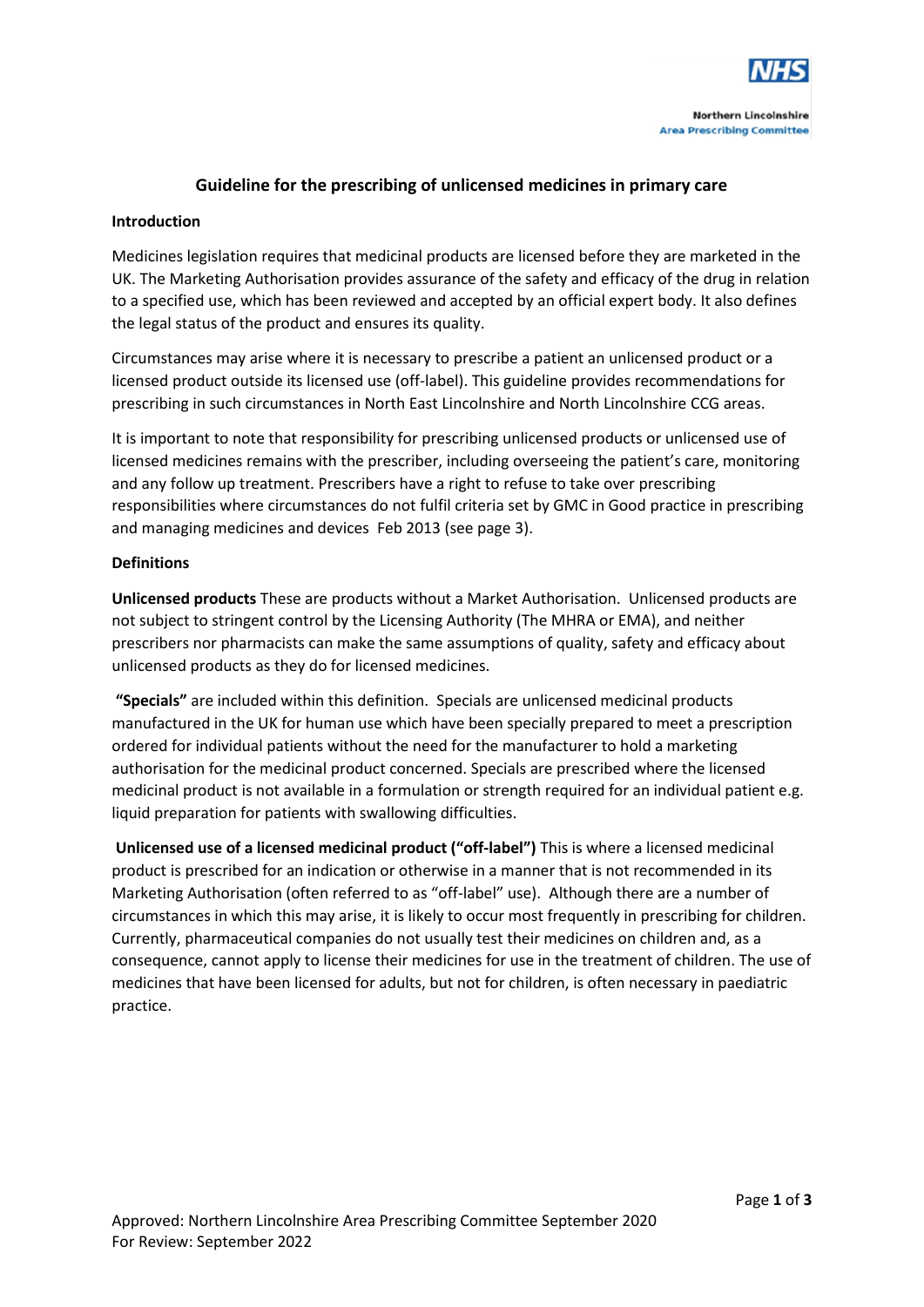NHS

Northern Lincolnshire
Area Prescribing Committee

# Guideline for the prescribing of unlicensed medicines in primary care

## Introduction

Medicines legislation requires that medicinal products are licensed before they are marketed in the UK. The Marketing Authorisation provides assurance of the safety and efficacy of the drug in relation to a specified use, which has been reviewed and accepted by an official expert body. It also defines the legal status of the product and ensures its quality.

Circumstances may arise where it is necessary to prescribe a patient an unlicensed product or a licensed product outside its licensed use (off-label). This guideline provides recommendations for prescribing in such circumstances in North East Lincolnshire and North Lincolnshire CCG areas.

It is important to note that responsibility for prescribing unlicensed products or unlicensed use of licensed medicines remains with the prescriber, including overseeing the patient's care, monitoring and any follow up treatment. Prescribers have a right to refuse to take over prescribing responsibilities where circumstances do not fulfil criteria set by GMC in Good practice in prescribing and managing medicines and devices Feb 2013 (see page 3).

## Definitions

**Unlicensed products** These are products without a Market Authorisation. Unlicensed products are not subject to stringent control by the Licensing Authority (The MHRA or EMA), and neither prescribers nor pharmacists can make the same assumptions of quality, safety and efficacy about unlicensed products as they do for licensed medicines.

**"Specials"** are included within this definition. Specials are unlicensed medicinal products manufactured in the UK for human use which have been specially prepared to meet a prescription ordered for individual patients without the need for the manufacturer to hold a marketing authorisation for the medicinal product concerned. Specials are prescribed where the licensed medicinal product is not available in a formulation or strength required for an individual patient e.g. liquid preparation for patients with swallowing difficulties.

**Unlicensed use of a licensed medicinal product ("off-label")** This is where a licensed medicinal product is prescribed for an indication or otherwise in a manner that is not recommended in its Marketing Authorisation (often referred to as "off-label" use). Although there are a number of circumstances in which this may arise, it is likely to occur most frequently in prescribing for children. Currently, pharmaceutical companies do not usually test their medicines on children and, as a consequence, cannot apply to license their medicines for use in the treatment of children. The use of medicines that have been licensed for adults, but not for children, is often necessary in paediatric practice.

Approved: Northern Lincolnshire Area Prescribing Committee September 2020
For Review: September 2022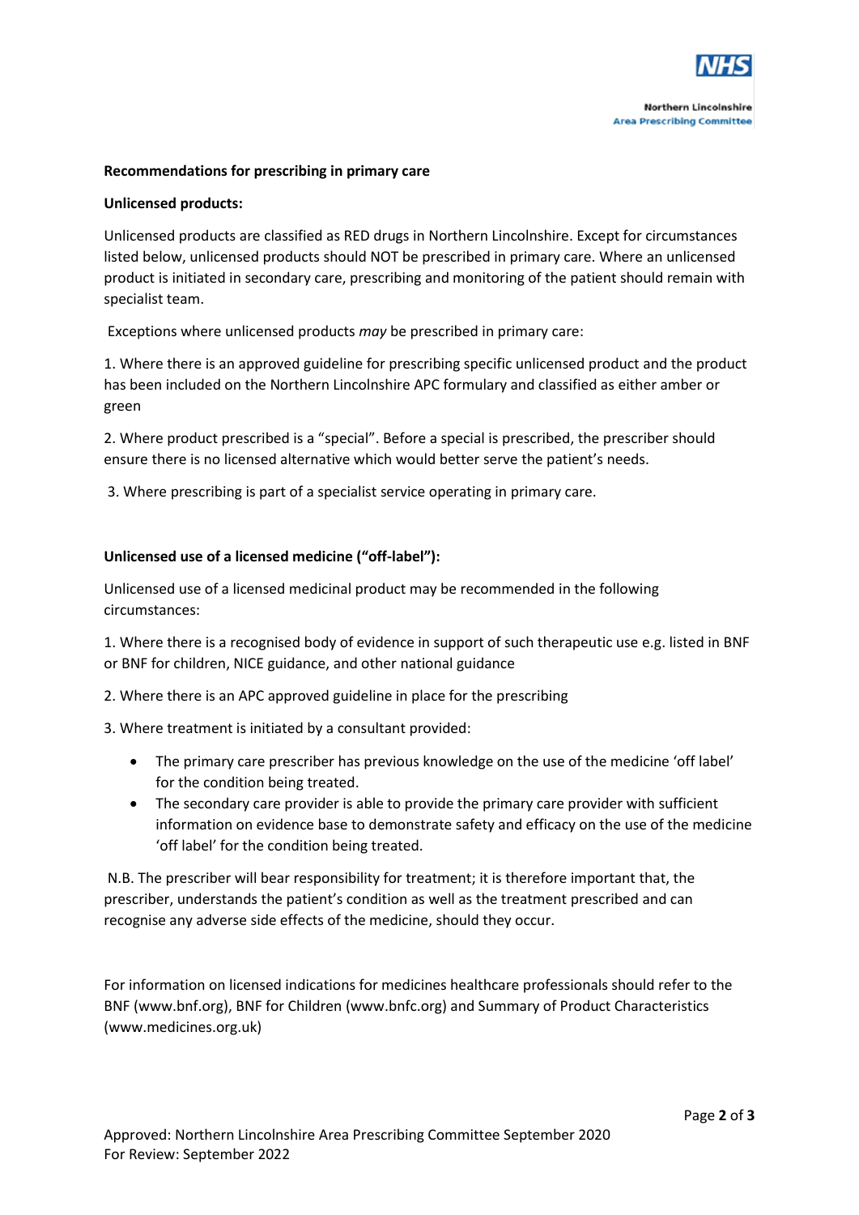## Recommendations for prescribing in primary care

### Unlicensed products:

Unlicensed products are classified as RED drugs in Northern Lincolnshire. Except for circumstances listed below, unlicensed products should NOT be prescribed in primary care. Where an unlicensed product is initiated in secondary care, prescribing and monitoring of the patient should remain with specialist team.

Exceptions where unlicensed products *may* be prescribed in primary care:

1. Where there is an approved guideline for prescribing specific unlicensed product and the product has been included on the Northern Lincolnshire APC formulary and classified as either amber or green
2. Where product prescribed is a "special". Before a special is prescribed, the prescriber should ensure there is no licensed alternative which would better serve the patient's needs.
3. Where prescribing is part of a specialist service operating in primary care.

### Unlicensed use of a licensed medicine ("off-label"):

Unlicensed use of a licensed medicinal product may be recommended in the following circumstances:

1. Where there is a recognised body of evidence in support of such therapeutic use e.g. listed in BNF or BNF for children, NICE guidance, and other national guidance
2. Where there is an APC approved guideline in place for the prescribing
3. Where treatment is initiated by a consultant provided:
   - The primary care prescriber has previous knowledge on the use of the medicine 'off label' for the condition being treated.
   - The secondary care provider is able to provide the primary care provider with sufficient information on evidence base to demonstrate safety and efficacy on the use of the medicine 'off label' for the condition being treated.

N.B. The prescriber will bear responsibility for treatment; it is therefore important that, the prescriber, understands the patient's condition as well as the treatment prescribed and can recognise any adverse side effects of the medicine, should they occur.

For information on licensed indications for medicines healthcare professionals should refer to the BNF (www.bnf.org), BNF for Children (www.bnfc.org) and Summary of Product Characteristics (www.medicines.org.uk)

Approved: Northern Lincolnshire Area Prescribing Committee September 2020
For Review: September 2022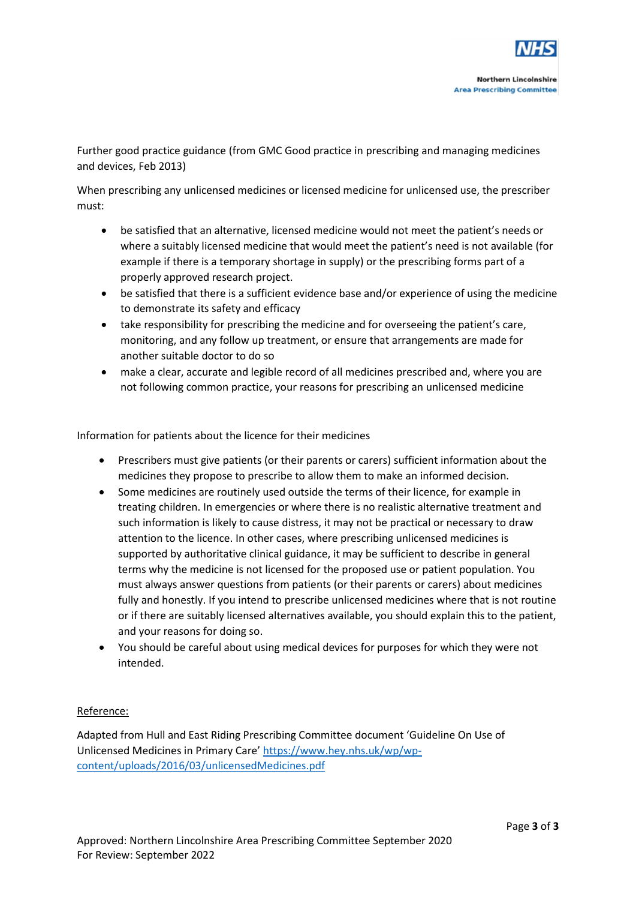Further good practice guidance (from GMC Good practice in prescribing and managing medicines and devices, Feb 2013)

When prescribing any unlicensed medicines or licensed medicine for unlicensed use, the prescriber must:

- be satisfied that an alternative, licensed medicine would not meet the patient's needs or where a suitably licensed medicine that would meet the patient's need is not available (for example if there is a temporary shortage in supply) or the prescribing forms part of a properly approved research project.
- be satisfied that there is a sufficient evidence base and/or experience of using the medicine to demonstrate its safety and efficacy
- take responsibility for prescribing the medicine and for overseeing the patient's care, monitoring, and any follow up treatment, or ensure that arrangements are made for another suitable doctor to do so
- make a clear, accurate and legible record of all medicines prescribed and, where you are not following common practice, your reasons for prescribing an unlicensed medicine

Information for patients about the licence for their medicines

- Prescribers must give patients (or their parents or carers) sufficient information about the medicines they propose to prescribe to allow them to make an informed decision.
- Some medicines are routinely used outside the terms of their licence, for example in treating children. In emergencies or where there is no realistic alternative treatment and such information is likely to cause distress, it may not be practical or necessary to draw attention to the licence. In other cases, where prescribing unlicensed medicines is supported by authoritative clinical guidance, it may be sufficient to describe in general terms why the medicine is not licensed for the proposed use or patient population. You must always answer questions from patients (or their parents or carers) about medicines fully and honestly. If you intend to prescribe unlicensed medicines where that is not routine or if there are suitably licensed alternatives available, you should explain this to the patient, and your reasons for doing so.
- You should be careful about using medical devices for purposes for which they were not intended.

Reference:

Adapted from Hull and East Riding Prescribing Committee document 'Guideline On Use of Unlicensed Medicines in Primary Care' https://www.hey.nhs.uk/wp/wp-content/uploads/2016/03/unlicensedMedicines.pdf

Approved: Northern Lincolnshire Area Prescribing Committee September 2020
For Review: September 2022